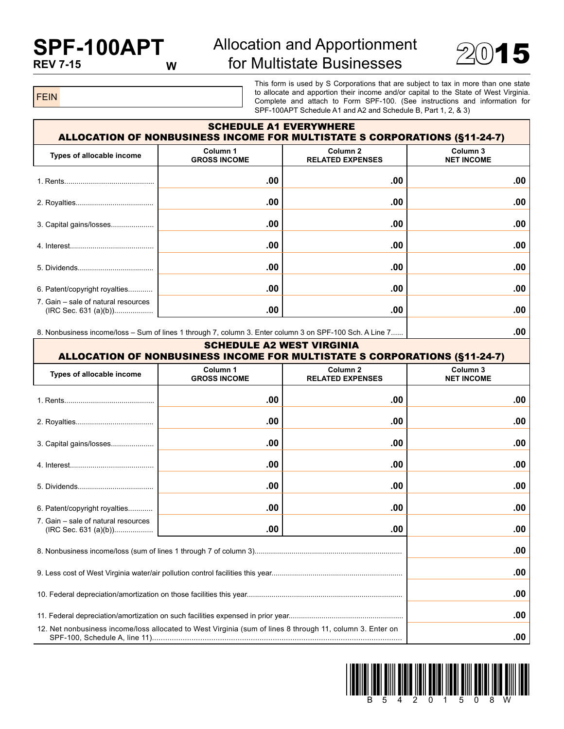# SPF-100APT

**REV 7-15** **W**

## Allocation and Apportionment for Multistate Businesses

**2015**

FEIN

This form is used by S Corporations that are subject to tax in more than one state to allocate and apportion their income and/or capital to the State of West Virginia. Complete and attach to Form SPF-100. (See instructions and information for SPF-100APT Schedule A1 and A2 and Schedule B, Part 1, 2, & 3)

### SCHEDULE A1 EVERYWHERE
### ALLOCATION OF NONBUSINESS INCOME FOR MULTISTATE S CORPORATIONS (§11-24-7)

| Types of allocable income | Column 1 GROSS INCOME | Column 2 RELATED EXPENSES | Column 3 NET INCOME |
|---|---|---|---|
| 1. Rents | .00 | .00 | .00 |
| 2. Royalties | .00 | .00 | .00 |
| 3. Capital gains/losses | .00 | .00 | .00 |
| 4. Interest | .00 | .00 | .00 |
| 5. Dividends | .00 | .00 | .00 |
| 6. Patent/copyright royalties | .00 | .00 | .00 |
| 7. Gain – sale of natural resources (IRC Sec. 631 (a)(b)) | .00 | .00 | .00 |
| 8. Nonbusiness income/loss – Sum of lines 1 through 7, column 3. Enter column 3 on SPF-100 Sch. A Line 7 | | | .00 |

### SCHEDULE A2 WEST VIRGINIA
### ALLOCATION OF NONBUSINESS INCOME FOR MULTISTATE S CORPORATIONS (§11-24-7)

| Types of allocable income | Column 1 GROSS INCOME | Column 2 RELATED EXPENSES | Column 3 NET INCOME |
|---|---|---|---|
| 1. Rents | .00 | .00 | .00 |
| 2. Royalties | .00 | .00 | .00 |
| 3. Capital gains/losses | .00 | .00 | .00 |
| 4. Interest | .00 | .00 | .00 |
| 5. Dividends | .00 | .00 | .00 |
| 6. Patent/copyright royalties | .00 | .00 | .00 |
| 7. Gain – sale of natural resources (IRC Sec. 631 (a)(b)) | .00 | .00 | .00 |
| 8. Nonbusiness income/loss (sum of lines 1 through 7 of column 3) | | | .00 |
| 9. Less cost of West Virginia water/air pollution control facilities this year | | | .00 |
| 10. Federal depreciation/amortization on those facilities this year | | | .00 |
| 11. Federal depreciation/amortization on such facilities expensed in prior year | | | .00 |
| 12. Net nonbusiness income/loss allocated to West Virginia (sum of lines 8 through 11, column 3. Enter on SPF-100, Schedule A, line 11) | | | .00 |

B54201508W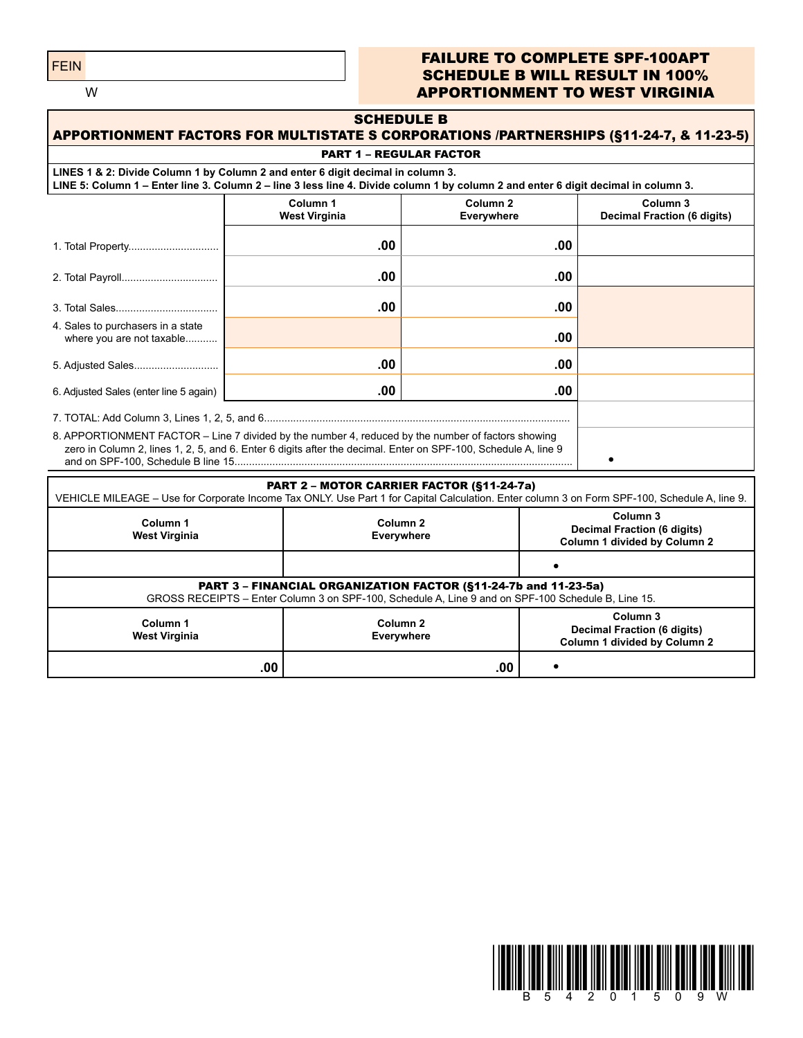FEIN

W

**FAILURE TO COMPLETE SPF-100APT SCHEDULE B WILL RESULT IN 100% APPORTIONMENT TO WEST VIRGINIA**

## SCHEDULE B
## APPORTIONMENT FACTORS FOR MULTISTATE S CORPORATIONS /PARTNERSHIPS (§11-24-7, & 11-23-5)

### PART 1 – REGULAR FACTOR

**LINES 1 & 2: Divide Column 1 by Column 2 and enter 6 digit decimal in column 3.**
**LINE 5: Column 1 – Enter line 3. Column 2 – line 3 less line 4. Divide column 1 by column 2 and enter 6 digit decimal in column 3.**

| | Column 1 West Virginia | Column 2 Everywhere | Column 3 Decimal Fraction (6 digits) |
|---|---|---|---|
| 1. Total Property | .00 | .00 | |
| 2. Total Payroll | .00 | .00 | |
| 3. Total Sales | .00 | .00 | |
| 4. Sales to purchasers in a state where you are not taxable | | .00 | |
| 5. Adjusted Sales | .00 | .00 | |
| 6. Adjusted Sales (enter line 5 again) | .00 | .00 | |
| 7. TOTAL: Add Column 3, Lines 1, 2, 5, and 6 | | | |
| 8. APPORTIONMENT FACTOR – Line 7 divided by the number 4, reduced by the number of factors showing zero in Column 2, lines 1, 2, 5, and 6. Enter 6 digits after the decimal. Enter on SPF-100, Schedule A, line 9 and on SPF-100, Schedule B line 15 | | | • |

### PART 2 – MOTOR CARRIER FACTOR (§11-24-7a)

VEHICLE MILEAGE – Use for Corporate Income Tax ONLY. Use Part 1 for Capital Calculation. Enter column 3 on Form SPF-100, Schedule A, line 9.

| Column 1 West Virginia | Column 2 Everywhere | Column 3 Decimal Fraction (6 digits) Column 1 divided by Column 2 |
|---|---|---|
| | | • |

### PART 3 – FINANCIAL ORGANIZATION FACTOR (§11-24-7b and 11-23-5a)

GROSS RECEIPTS – Enter Column 3 on SPF-100, Schedule A, Line 9 and on SPF-100 Schedule B, Line 15.

| Column 1 West Virginia | Column 2 Everywhere | Column 3 Decimal Fraction (6 digits) Column 1 divided by Column 2 |
|---|---|---|
| .00 | .00 | • |

B 5 4 2 0 1 5 0 9 W